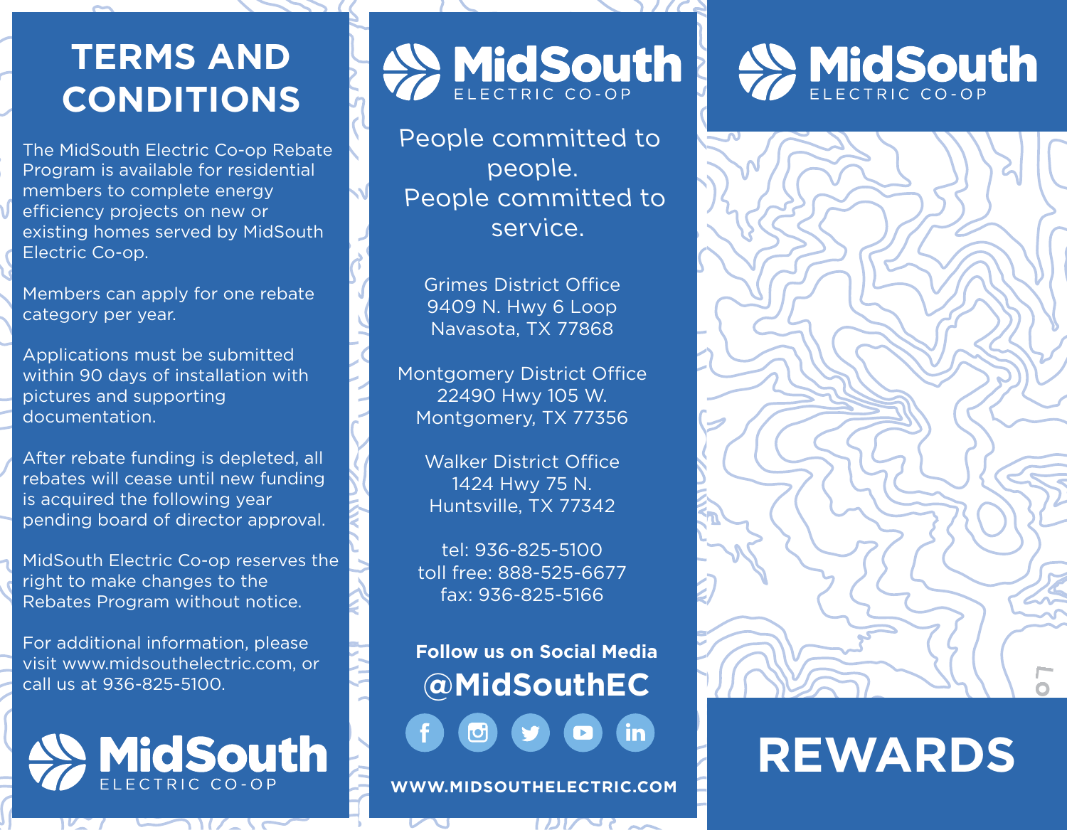# TERMS AND CONDITIONS

The MidSouth Electric Co-op Rebate Program is available for residential members to complete energy efficiency projects on new or existing homes served by MidSouth Electric Co-op.

Members can apply for one rebate category per year.

Applications must be submitted within 90 days of installation with pictures and supporting documentation.

After rebate funding is depleted, all rebates will cease until new funding is acquired the following year pending board of director approval.

MidSouth Electric Co-op reserves the right to make changes to the Rebates Program without notice.

For additional information, please visit www.midsouthelectric.com, or call us at 936-825-5100.

MidSouth ELECTRIC CO-OP

MidSouth ELECTRIC CO-OP

People committed to people.
People committed to service.

Grimes District Office
9409 N. Hwy 6 Loop
Navasota, TX 77868

Montgomery District Office
22490 Hwy 105 W.
Montgomery, TX 77356

Walker District Office
1424 Hwy 75 N.
Huntsville, TX 77342

tel: 936-825-5100
toll free: 888-525-6677
fax: 936-825-5166

**Follow us on Social Media**

**@MidSouthEC**

**WWW.MIDSOUTHELECTRIC.COM**

MidSouth ELECTRIC CO-OP

# REWARDS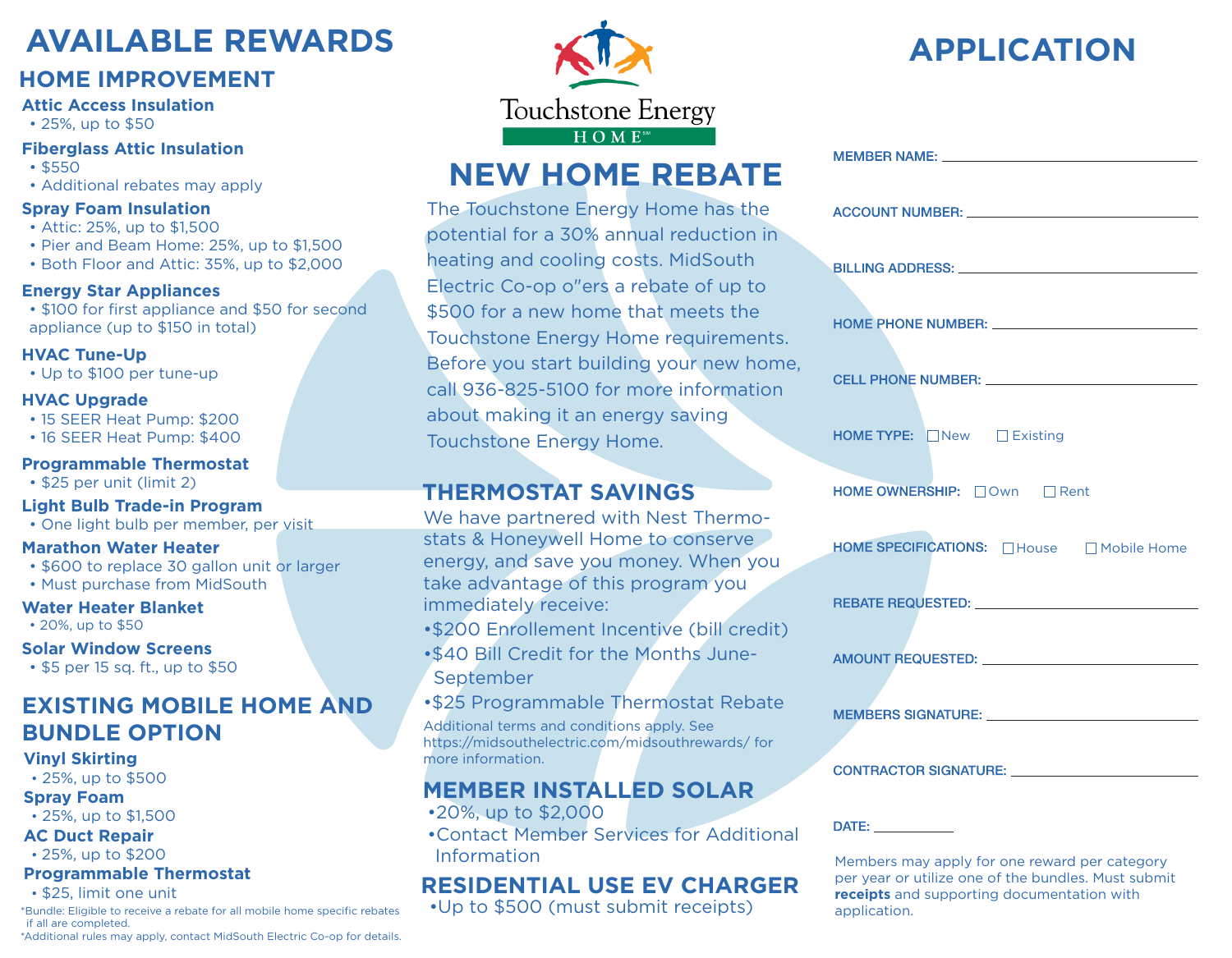# AVAILABLE REWARDS

## HOME IMPROVEMENT

**Attic Access Insulation**
- 25%, up to $50

**Fiberglass Attic Insulation**
- $550
- Additional rebates may apply

**Spray Foam Insulation**
- Attic: 25%, up to $1,500
- Pier and Beam Home: 25%, up to $1,500
- Both Floor and Attic: 35%, up to $2,000

**Energy Star Appliances**
- $100 for first appliance and $50 for second appliance (up to $150 in total)

**HVAC Tune-Up**
- Up to $100 per tune-up

**HVAC Upgrade**
- 15 SEER Heat Pump: $200
- 16 SEER Heat Pump: $400

**Programmable Thermostat**
- $25 per unit (limit 2)

**Light Bulb Trade-in Program**
- One light bulb per member, per visit

**Marathon Water Heater**
- $600 to replace 30 gallon unit or larger
- Must purchase from MidSouth

**Water Heater Blanket**
- 20%, up to $50

**Solar Window Screens**
- $5 per 15 sq. ft., up to $50

## EXISTING MOBILE HOME AND BUNDLE OPTION

**Vinyl Skirting**
- 25%, up to $500

**Spray Foam**
- 25%, up to $1,500

**AC Duct Repair**
- 25%, up to $200

**Programmable Thermostat**
- $25, limit one unit

*Bundle: Eligible to receive a rebate for all mobile home specific rebates if all are completed.

*Additional rules may apply, contact MidSouth Electric Co-op for details.

Touchstone Energy HOME℠

# NEW HOME REBATE

The Touchstone Energy Home has the potential for a 30% annual reduction in heating and cooling costs. MidSouth Electric Co-op o"ers a rebate of up to $500 for a new home that meets the Touchstone Energy Home requirements. Before you start building your new home, call 936-825-5100 for more information about making it an energy saving Touchstone Energy Home.

## THERMOSTAT SAVINGS

We have partnered with Nest Thermostats & Honeywell Home to conserve energy, and save you money. When you take advantage of this program you immediately receive:

- $200 Enrollement Incentive (bill credit)
- $40 Bill Credit for the Months June-September
- $25 Programmable Thermostat Rebate

Additional terms and conditions apply. See https://midsouthelectric.com/midsouthrewards/ for more information.

## MEMBER INSTALLED SOLAR

- 20%, up to $2,000
- Contact Member Services for Additional Information

## RESIDENTIAL USE EV CHARGER

- Up to $500 (must submit receipts)

# APPLICATION

MEMBER NAME: ____________________

ACCOUNT NUMBER: ____________________

BILLING ADDRESS: ____________________

HOME PHONE NUMBER: ____________________

CELL PHONE NUMBER: ____________________

HOME TYPE: ☐ New ☐ Existing

HOME OWNERSHIP: ☐ Own ☐ Rent

HOME SPECIFICATIONS: ☐ House ☐ Mobile Home

REBATE REQUESTED: ____________________

AMOUNT REQUESTED: ____________________

MEMBERS SIGNATURE: ____________________

CONTRACTOR SIGNATURE: ____________________

DATE: __________

Members may apply for one reward per category per year or utilize one of the bundles. Must submit **receipts** and supporting documentation with application.